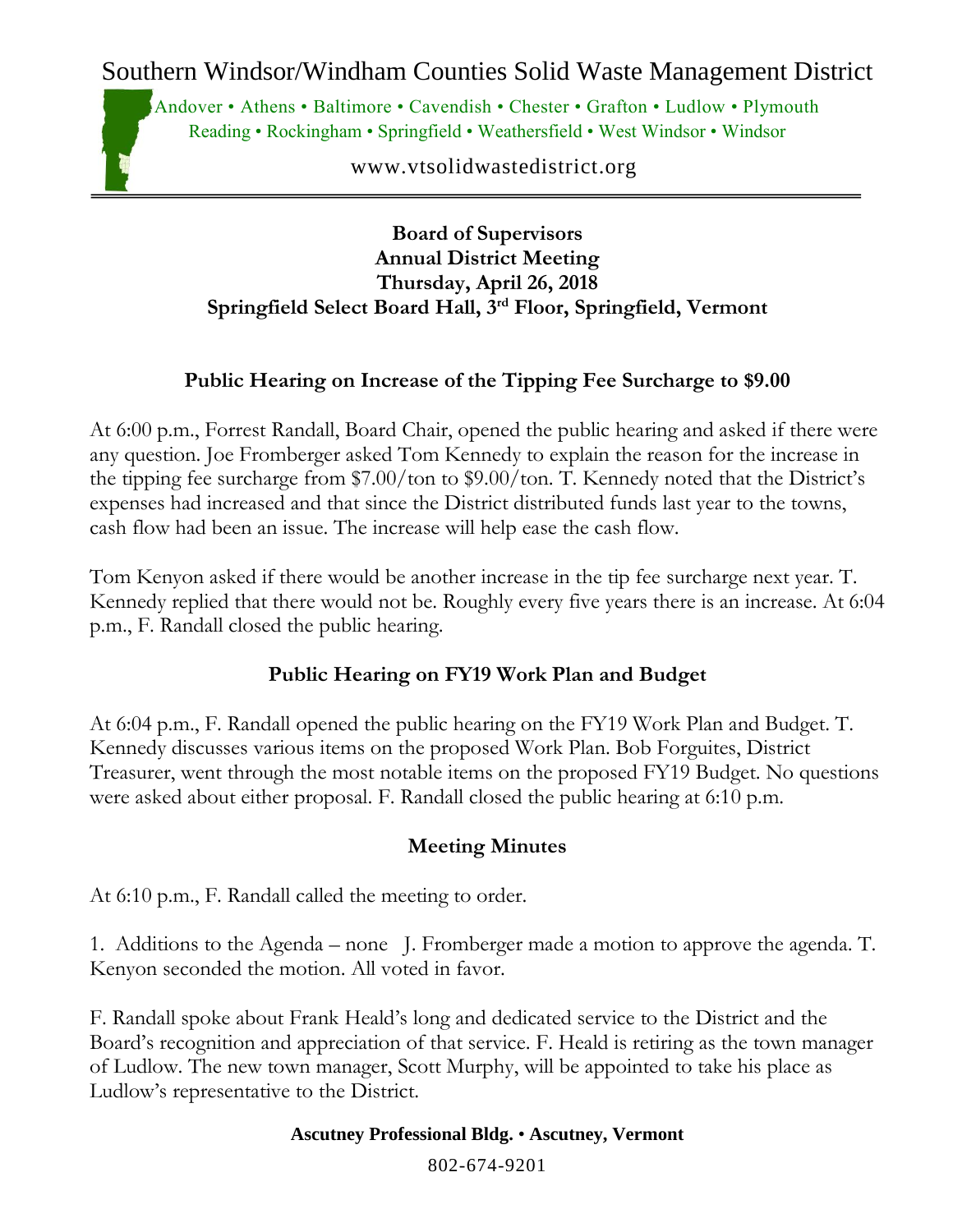# Southern Windsor/Windham Counties Solid Waste Management District

Andover • Athens • Baltimore • Cavendish • Chester • Grafton • Ludlow • Plymouth
Reading • Rockingham • Springfield • Weathersfield • West Windsor • Windsor

www.vtsolidwastedistrict.org

---

**Board of Supervisors**
**Annual District Meeting**
**Thursday, April 26, 2018**
**Springfield Select Board Hall, 3rd Floor, Springfield, Vermont**

## Public Hearing on Increase of the Tipping Fee Surcharge to $9.00

At 6:00 p.m., Forrest Randall, Board Chair, opened the public hearing and asked if there were any question. Joe Fromberger asked Tom Kennedy to explain the reason for the increase in the tipping fee surcharge from $7.00/ton to $9.00/ton. T. Kennedy noted that the District's expenses had increased and that since the District distributed funds last year to the towns, cash flow had been an issue. The increase will help ease the cash flow.

Tom Kenyon asked if there would be another increase in the tip fee surcharge next year. T. Kennedy replied that there would not be. Roughly every five years there is an increase. At 6:04 p.m., F. Randall closed the public hearing.

## Public Hearing on FY19 Work Plan and Budget

At 6:04 p.m., F. Randall opened the public hearing on the FY19 Work Plan and Budget. T. Kennedy discusses various items on the proposed Work Plan. Bob Forguites, District Treasurer, went through the most notable items on the proposed FY19 Budget. No questions were asked about either proposal. F. Randall closed the public hearing at 6:10 p.m.

## Meeting Minutes

At 6:10 p.m., F. Randall called the meeting to order.

1. Additions to the Agenda – none J. Fromberger made a motion to approve the agenda. T. Kenyon seconded the motion. All voted in favor.

F. Randall spoke about Frank Heald's long and dedicated service to the District and the Board's recognition and appreciation of that service. F. Heald is retiring as the town manager of Ludlow. The new town manager, Scott Murphy, will be appointed to take his place as Ludlow's representative to the District.

**Ascutney Professional Bldg.** • **Ascutney, Vermont**

802-674-9201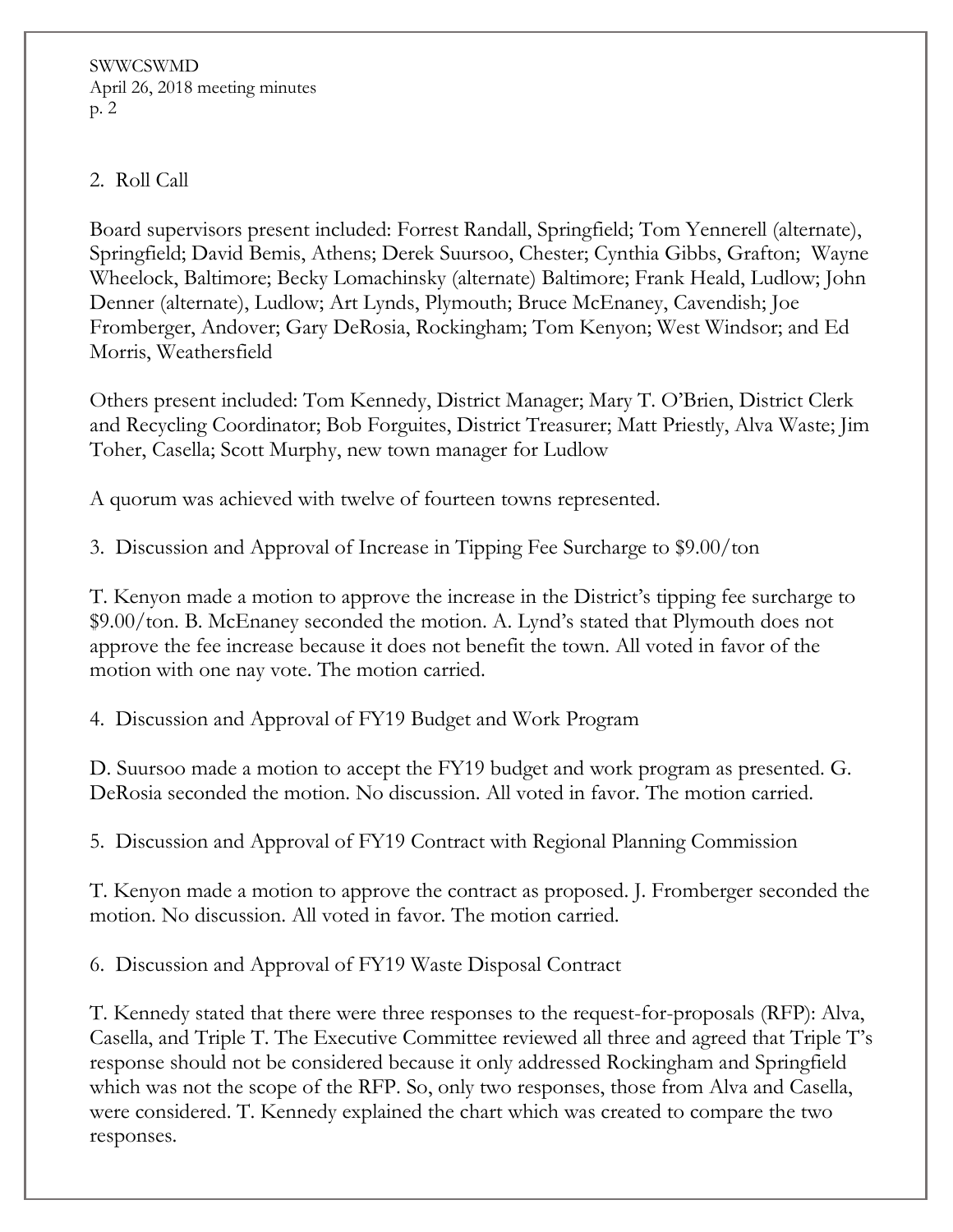2. Roll Call

Board supervisors present included: Forrest Randall, Springfield; Tom Yennerell (alternate), Springfield; David Bemis, Athens; Derek Suursoo, Chester; Cynthia Gibbs, Grafton; Wayne Wheelock, Baltimore; Becky Lomachinsky (alternate) Baltimore; Frank Heald, Ludlow; John Denner (alternate), Ludlow; Art Lynds, Plymouth; Bruce McEnaney, Cavendish; Joe Fromberger, Andover; Gary DeRosia, Rockingham; Tom Kenyon; West Windsor; and Ed Morris, Weathersfield

Others present included: Tom Kennedy, District Manager; Mary T. O'Brien, District Clerk and Recycling Coordinator; Bob Forguites, District Treasurer; Matt Priestly, Alva Waste; Jim Toher, Casella; Scott Murphy, new town manager for Ludlow

A quorum was achieved with twelve of fourteen towns represented.

3. Discussion and Approval of Increase in Tipping Fee Surcharge to $9.00/ton

T. Kenyon made a motion to approve the increase in the District's tipping fee surcharge to $9.00/ton. B. McEnaney seconded the motion. A. Lynd's stated that Plymouth does not approve the fee increase because it does not benefit the town. All voted in favor of the motion with one nay vote. The motion carried.

4. Discussion and Approval of FY19 Budget and Work Program

D. Suursoo made a motion to accept the FY19 budget and work program as presented. G. DeRosia seconded the motion. No discussion. All voted in favor. The motion carried.

5. Discussion and Approval of FY19 Contract with Regional Planning Commission

T. Kenyon made a motion to approve the contract as proposed. J. Fromberger seconded the motion. No discussion. All voted in favor. The motion carried.

6. Discussion and Approval of FY19 Waste Disposal Contract

T. Kennedy stated that there were three responses to the request-for-proposals (RFP): Alva, Casella, and Triple T. The Executive Committee reviewed all three and agreed that Triple T's response should not be considered because it only addressed Rockingham and Springfield which was not the scope of the RFP. So, only two responses, those from Alva and Casella, were considered. T. Kennedy explained the chart which was created to compare the two responses.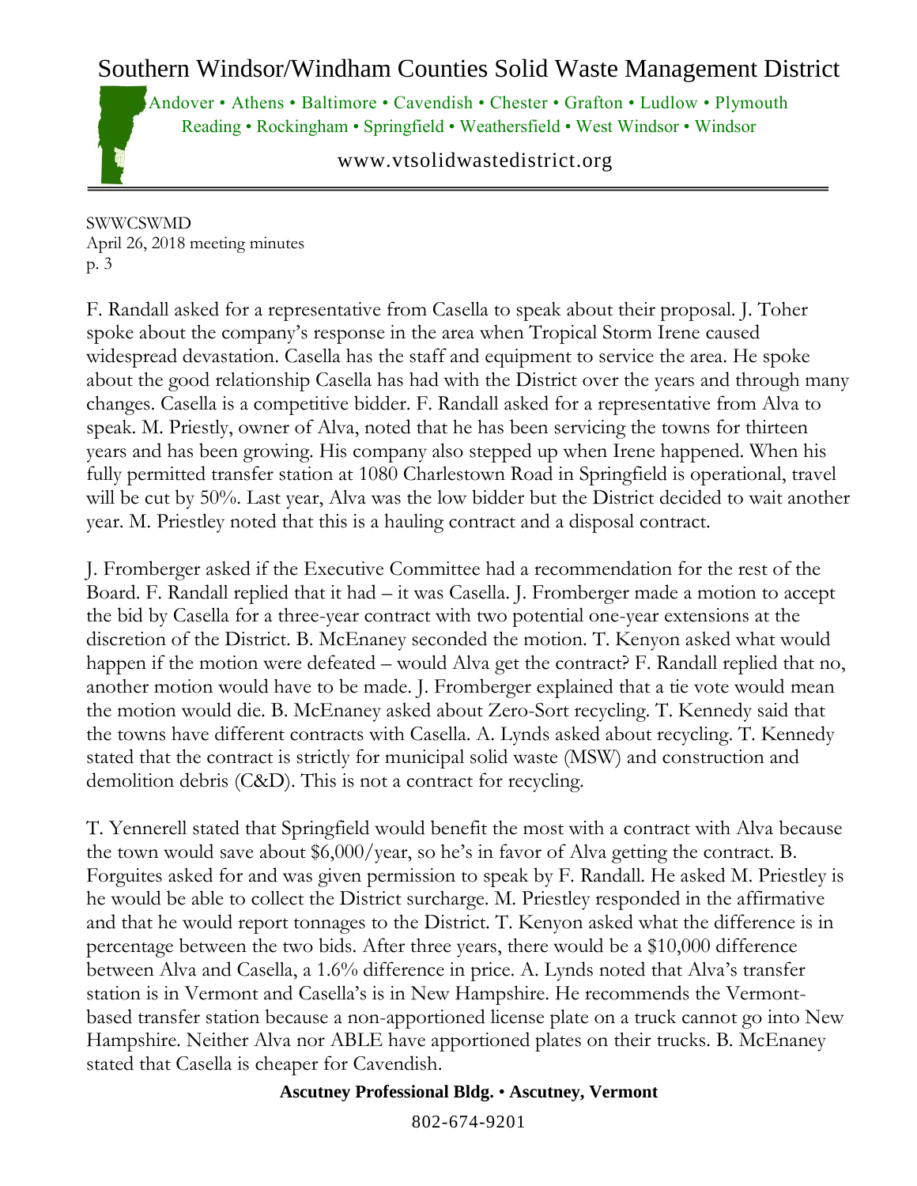F. Randall asked for a representative from Casella to speak about their proposal. J. Toher spoke about the company's response in the area when Tropical Storm Irene caused widespread devastation. Casella has the staff and equipment to service the area. He spoke about the good relationship Casella has had with the District over the years and through many changes. Casella is a competitive bidder. F. Randall asked for a representative from Alva to speak. M. Priestly, owner of Alva, noted that he has been servicing the towns for thirteen years and has been growing. His company also stepped up when Irene happened. When his fully permitted transfer station at 1080 Charlestown Road in Springfield is operational, travel will be cut by 50%. Last year, Alva was the low bidder but the District decided to wait another year. M. Priestley noted that this is a hauling contract and a disposal contract.

J. Fromberger asked if the Executive Committee had a recommendation for the rest of the Board. F. Randall replied that it had – it was Casella. J. Fromberger made a motion to accept the bid by Casella for a three-year contract with two potential one-year extensions at the discretion of the District. B. McEnaney seconded the motion. T. Kenyon asked what would happen if the motion were defeated – would Alva get the contract? F. Randall replied that no, another motion would have to be made. J. Fromberger explained that a tie vote would mean the motion would die. B. McEnaney asked about Zero-Sort recycling. T. Kennedy said that the towns have different contracts with Casella. A. Lynds asked about recycling. T. Kennedy stated that the contract is strictly for municipal solid waste (MSW) and construction and demolition debris (C&D). This is not a contract for recycling.

T. Yennerell stated that Springfield would benefit the most with a contract with Alva because the town would save about $6,000/year, so he's in favor of Alva getting the contract. B. Forguites asked for and was given permission to speak by F. Randall. He asked M. Priestley is he would be able to collect the District surcharge. M. Priestley responded in the affirmative and that he would report tonnages to the District. T. Kenyon asked what the difference is in percentage between the two bids. After three years, there would be a $10,000 difference between Alva and Casella, a 1.6% difference in price. A. Lynds noted that Alva's transfer station is in Vermont and Casella's is in New Hampshire. He recommends the Vermont-based transfer station because a non-apportioned license plate on a truck cannot go into New Hampshire. Neither Alva nor ABLE have apportioned plates on their trucks. B. McEnaney stated that Casella is cheaper for Cavendish.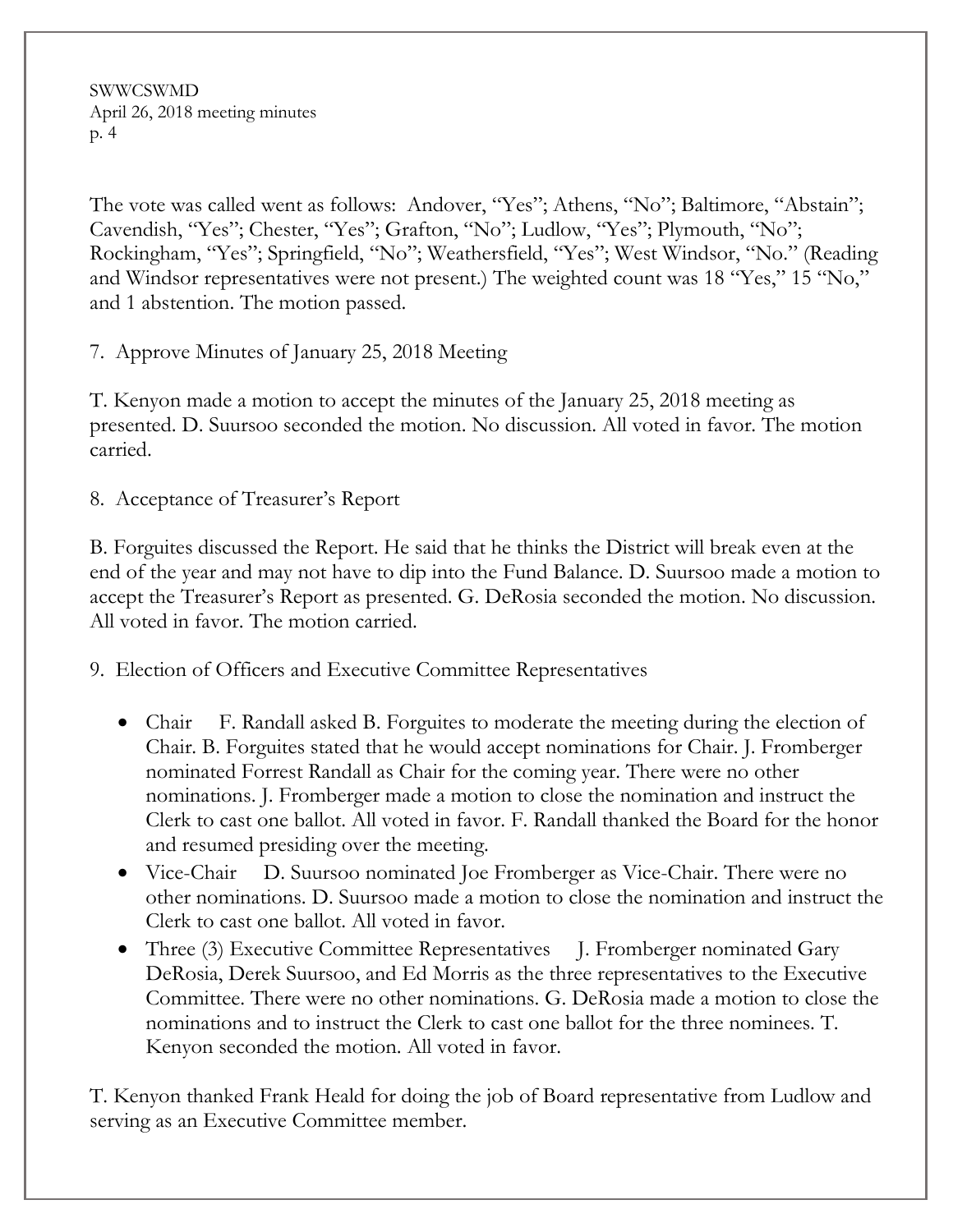The vote was called went as follows: Andover, "Yes"; Athens, "No"; Baltimore, "Abstain"; Cavendish, "Yes"; Chester, "Yes"; Grafton, "No"; Ludlow, "Yes"; Plymouth, "No"; Rockingham, "Yes"; Springfield, "No"; Weathersfield, "Yes"; West Windsor, "No." (Reading and Windsor representatives were not present.) The weighted count was 18 "Yes," 15 "No," and 1 abstention. The motion passed.

7. Approve Minutes of January 25, 2018 Meeting

T. Kenyon made a motion to accept the minutes of the January 25, 2018 meeting as presented. D. Suursoo seconded the motion. No discussion. All voted in favor. The motion carried.

8. Acceptance of Treasurer's Report

B. Forguites discussed the Report. He said that he thinks the District will break even at the end of the year and may not have to dip into the Fund Balance. D. Suursoo made a motion to accept the Treasurer's Report as presented. G. DeRosia seconded the motion. No discussion. All voted in favor. The motion carried.

9. Election of Officers and Executive Committee Representatives

- Chair F. Randall asked B. Forguites to moderate the meeting during the election of Chair. B. Forguites stated that he would accept nominations for Chair. J. Fromberger nominated Forrest Randall as Chair for the coming year. There were no other nominations. J. Fromberger made a motion to close the nomination and instruct the Clerk to cast one ballot. All voted in favor. F. Randall thanked the Board for the honor and resumed presiding over the meeting.
- Vice-Chair D. Suursoo nominated Joe Fromberger as Vice-Chair. There were no other nominations. D. Suursoo made a motion to close the nomination and instruct the Clerk to cast one ballot. All voted in favor.
- Three (3) Executive Committee Representatives J. Fromberger nominated Gary DeRosia, Derek Suursoo, and Ed Morris as the three representatives to the Executive Committee. There were no other nominations. G. DeRosia made a motion to close the nominations and to instruct the Clerk to cast one ballot for the three nominees. T. Kenyon seconded the motion. All voted in favor.

T. Kenyon thanked Frank Heald for doing the job of Board representative from Ludlow and serving as an Executive Committee member.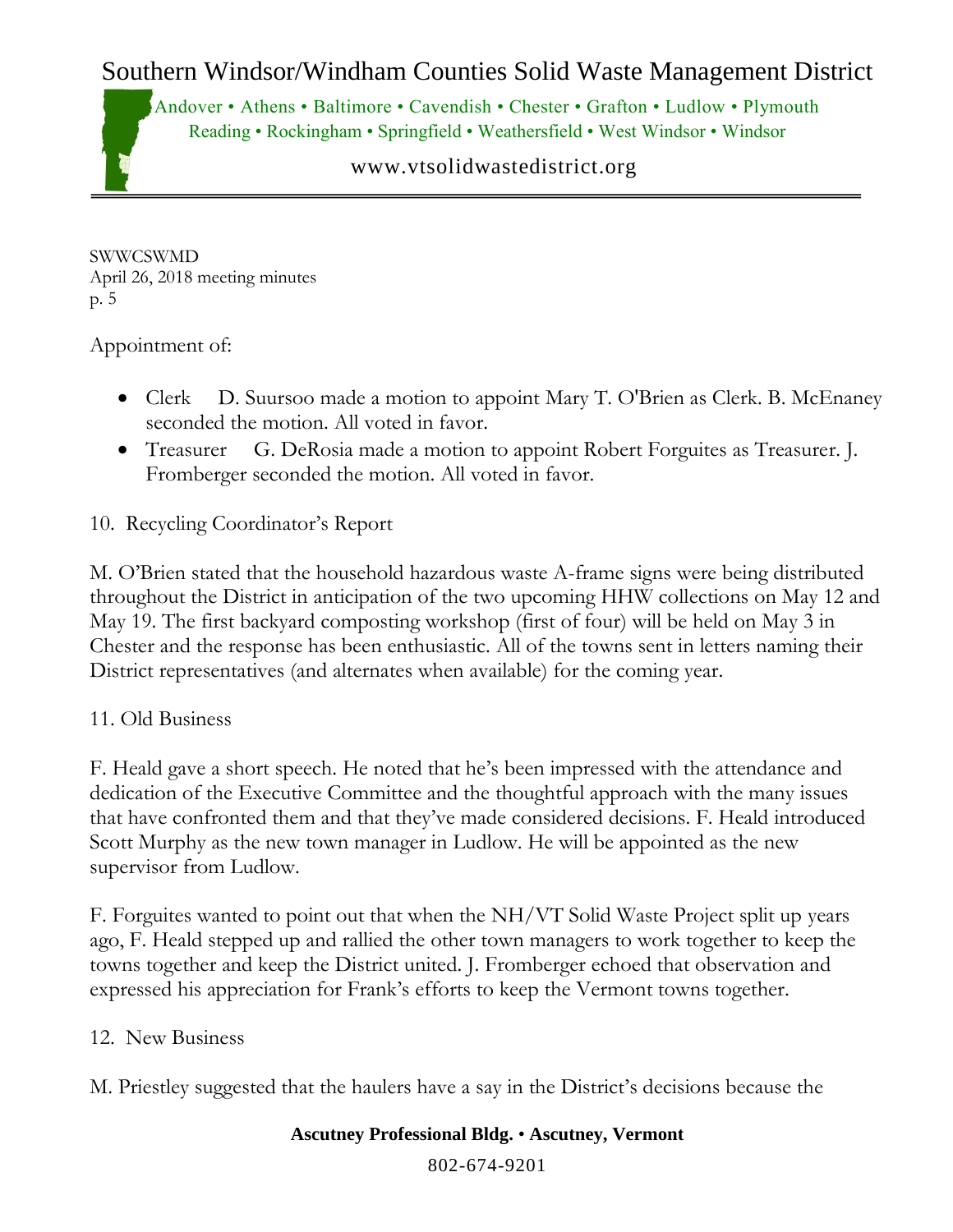Appointment of:

- Clerk D. Suursoo made a motion to appoint Mary T. O'Brien as Clerk. B. McEnaney seconded the motion. All voted in favor.
- Treasurer G. DeRosia made a motion to appoint Robert Forguites as Treasurer. J. Fromberger seconded the motion. All voted in favor.

10. Recycling Coordinator's Report

M. O'Brien stated that the household hazardous waste A-frame signs were being distributed throughout the District in anticipation of the two upcoming HHW collections on May 12 and May 19. The first backyard composting workshop (first of four) will be held on May 3 in Chester and the response has been enthusiastic. All of the towns sent in letters naming their District representatives (and alternates when available) for the coming year.

11. Old Business

F. Heald gave a short speech. He noted that he's been impressed with the attendance and dedication of the Executive Committee and the thoughtful approach with the many issues that have confronted them and that they've made considered decisions. F. Heald introduced Scott Murphy as the new town manager in Ludlow. He will be appointed as the new supervisor from Ludlow.

F. Forguites wanted to point out that when the NH/VT Solid Waste Project split up years ago, F. Heald stepped up and rallied the other town managers to work together to keep the towns together and keep the District united. J. Fromberger echoed that observation and expressed his appreciation for Frank's efforts to keep the Vermont towns together.

12. New Business

M. Priestley suggested that the haulers have a say in the District's decisions because the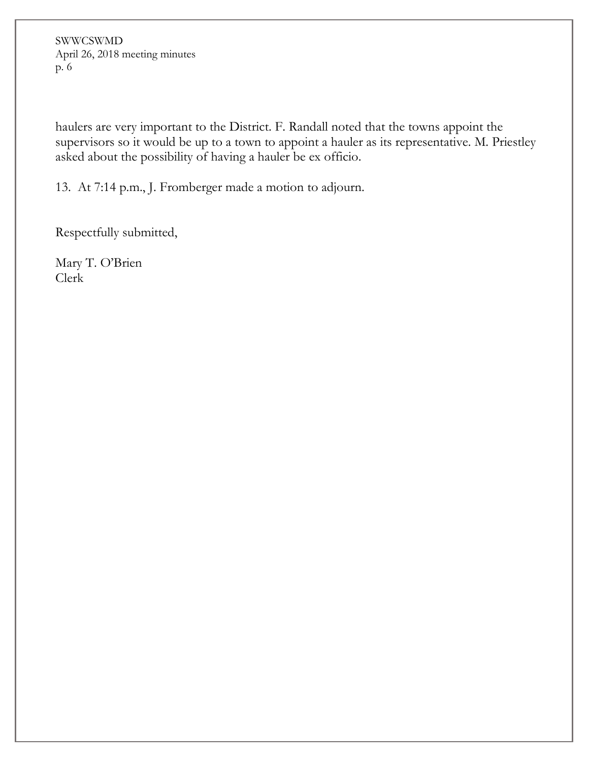haulers are very important to the District. F. Randall noted that the towns appoint the supervisors so it would be up to a town to appoint a hauler as its representative. M. Priestley asked about the possibility of having a hauler be ex officio.

13. At 7:14 p.m., J. Fromberger made a motion to adjourn.

Respectfully submitted,

Mary T. O'Brien
Clerk